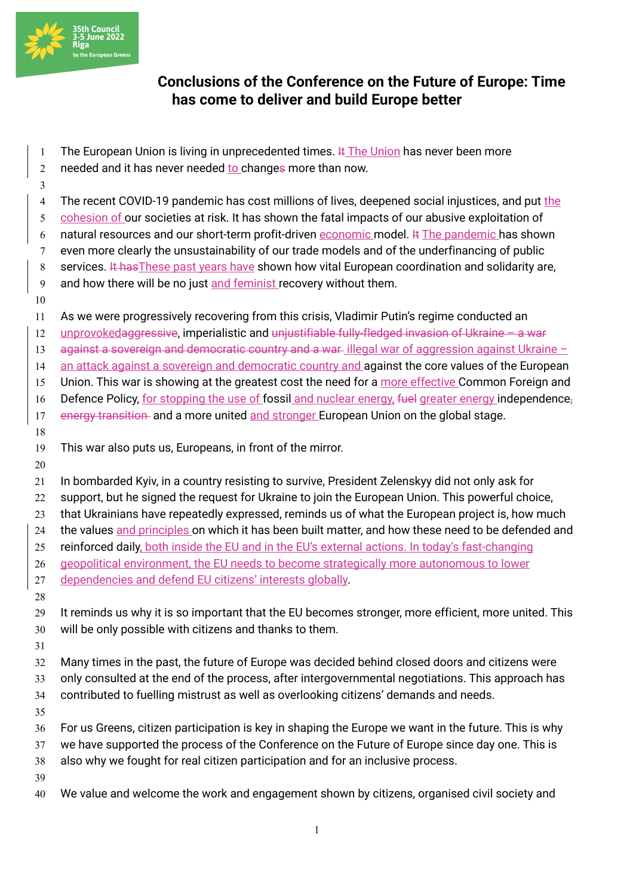35th Council
3-5 June 2022
Riga
by the European Greens

# Conclusions of the Conference on the Future of Europe: Time has come to deliver and build Europe better

The European Union is living in unprecedented times. ~~It~~ The Union has never been more needed and it has never needed to change~~s~~ more than now.

The recent COVID-19 pandemic has cost millions of lives, deepened social injustices, and put the cohesion of our societies at risk. It has shown the fatal impacts of our abusive exploitation of natural resources and our short-term profit-driven economic model. ~~It~~ The pandemic has shown even more clearly the unsustainability of our trade models and of the underfinancing of public services. ~~It has~~These past years have shown how vital European coordination and solidarity are, and how there will be no just and feminist recovery without them.

As we were progressively recovering from this crisis, Vladimir Putin's regime conducted an unprovoked~~aggressive~~, imperialistic and ~~unjustifiable fully-fledged invasion of Ukraine – a war against a sovereign and democratic country and a war~~ illegal war of aggression against Ukraine – an attack against a sovereign and democratic country and against the core values of the European Union. This war is showing at the greatest cost the need for a more effective Common Foreign and Defence Policy, for stopping the use of fossil and nuclear energy, ~~fuel~~ greater energy independence~~, energy transition~~ and a more united and stronger European Union on the global stage.

This war also puts us, Europeans, in front of the mirror.

In bombarded Kyiv, in a country resisting to survive, President Zelenskyy did not only ask for support, but he signed the request for Ukraine to join the European Union. This powerful choice, that Ukrainians have repeatedly expressed, reminds us of what the European project is, how much the values and principles on which it has been built matter, and how these need to be defended and reinforced daily, both inside the EU and in the EU's external actions. In today's fast-changing geopolitical environment, the EU needs to become strategically more autonomous to lower dependencies and defend EU citizens' interests globally.

It reminds us why it is so important that the EU becomes stronger, more efficient, more united. This will be only possible with citizens and thanks to them.

Many times in the past, the future of Europe was decided behind closed doors and citizens were only consulted at the end of the process, after intergovernmental negotiations. This approach has contributed to fuelling mistrust as well as overlooking citizens' demands and needs.

For us Greens, citizen participation is key in shaping the Europe we want in the future. This is why we have supported the process of the Conference on the Future of Europe since day one. This is also why we fought for real citizen participation and for an inclusive process.

We value and welcome the work and engagement shown by citizens, organised civil society and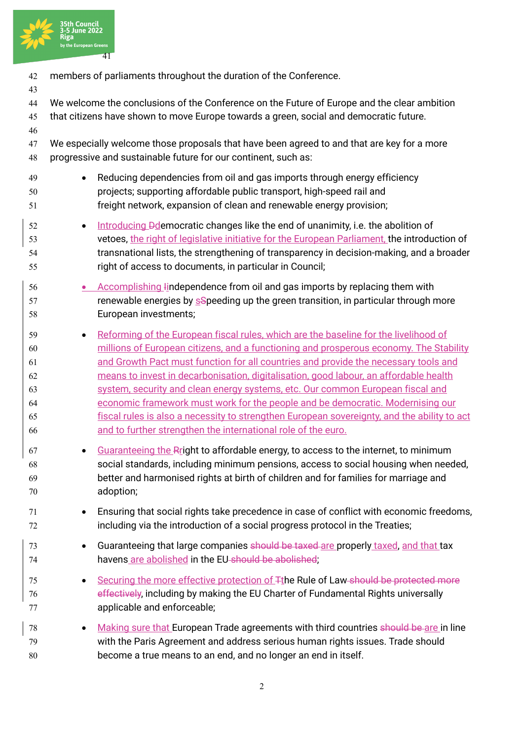members of parliaments throughout the duration of the Conference.

We welcome the conclusions of the Conference on the Future of Europe and the clear ambition that citizens have shown to move Europe towards a green, social and democratic future.

We especially welcome those proposals that have been agreed to and that are key for a more progressive and sustainable future for our continent, such as:

- Reducing dependencies from oil and gas imports through energy efficiency projects; supporting affordable public transport, high-speed rail and freight network, expansion of clean and renewable energy provision;
- Introducing ~~D~~democratic changes like the end of unanimity, i.e. the abolition of vetoes, the right of legislative initiative for the European Parliament, the introduction of transnational lists, the strengthening of transparency in decision-making, and a broader right of access to documents, in particular in Council;
- Accomplishing ~~I~~independence from oil and gas imports by replacing them with renewable energies by s~~S~~peeding up the green transition, in particular through more European investments;
- Reforming of the European fiscal rules, which are the baseline for the livelihood of millions of European citizens, and a functioning and prosperous economy. The Stability and Growth Pact must function for all countries and provide the necessary tools and means to invest in decarbonisation, digitalisation, good labour, an affordable health system, security and clean energy systems, etc. Our common European fiscal and economic framework must work for the people and be democratic. Modernising our fiscal rules is also a necessity to strengthen European sovereignty, and the ability to act and to further strengthen the international role of the euro.
- Guaranteeing the ~~R~~right to affordable energy, to access to the internet, to minimum social standards, including minimum pensions, access to social housing when needed, better and harmonised rights at birth of children and for families for marriage and adoption;
- Ensuring that social rights take precedence in case of conflict with economic freedoms, including via the introduction of a social progress protocol in the Treaties;
- Guaranteeing that large companies ~~should be taxed~~ are properly taxed, and that tax havens are abolished in the EU ~~should be abolished~~;
- Securing the more effective protection of ~~T~~the Rule of Law ~~should be protected more effectively~~, including by making the EU Charter of Fundamental Rights universally applicable and enforceable;
- Making sure that European Trade agreements with third countries ~~should be~~ are in line with the Paris Agreement and address serious human rights issues. Trade should become a true means to an end, and no longer an end in itself.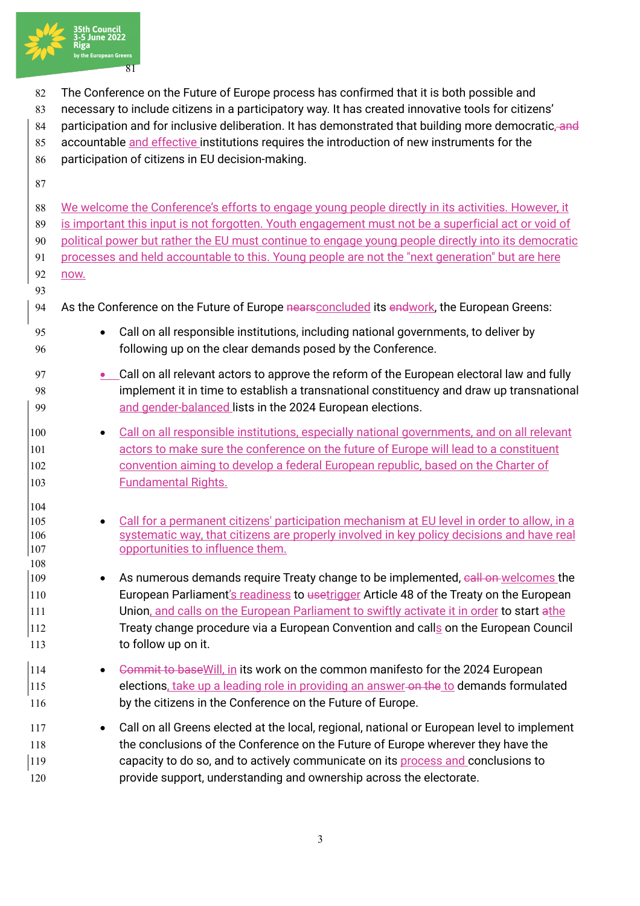The Conference on the Future of Europe process has confirmed that it is both possible and necessary to include citizens in a participatory way. It has created innovative tools for citizens' participation and for inclusive deliberation. It has demonstrated that building more democratic, and accountable and effective institutions requires the introduction of new instruments for the participation of citizens in EU decision-making.

We welcome the Conference's efforts to engage young people directly in its activities. However, it is important this input is not forgotten. Youth engagement must not be a superficial act or void of political power but rather the EU must continue to engage young people directly into its democratic processes and held accountable to this. Young people are not the "next generation" but are here now.

As the Conference on the Future of Europe nearsconcluded its endwork, the European Greens:

- Call on all responsible institutions, including national governments, to deliver by following up on the clear demands posed by the Conference.
- Call on all relevant actors to approve the reform of the European electoral law and fully implement it in time to establish a transnational constituency and draw up transnational and gender-balanced lists in the 2024 European elections.
- Call on all responsible institutions, especially national governments, and on all relevant actors to make sure the conference on the future of Europe will lead to a constituent convention aiming to develop a federal European republic, based on the Charter of Fundamental Rights.
- Call for a permanent citizens' participation mechanism at EU level in order to allow, in a systematic way, that citizens are properly involved in key policy decisions and have real opportunities to influence them.
- As numerous demands require Treaty change to be implemented, call on welcomes the European Parliament's readiness to usetrigger Article 48 of the Treaty on the European Union, and calls on the European Parliament to swiftly activate it in order to start athe Treaty change procedure via a European Convention and calls on the European Council to follow up on it.
- Commit to baseWill, in its work on the common manifesto for the 2024 European elections, take up a leading role in providing an answer on the to demands formulated by the citizens in the Conference on the Future of Europe.
- Call on all Greens elected at the local, regional, national or European level to implement the conclusions of the Conference on the Future of Europe wherever they have the capacity to do so, and to actively communicate on its process and conclusions to provide support, understanding and ownership across the electorate.